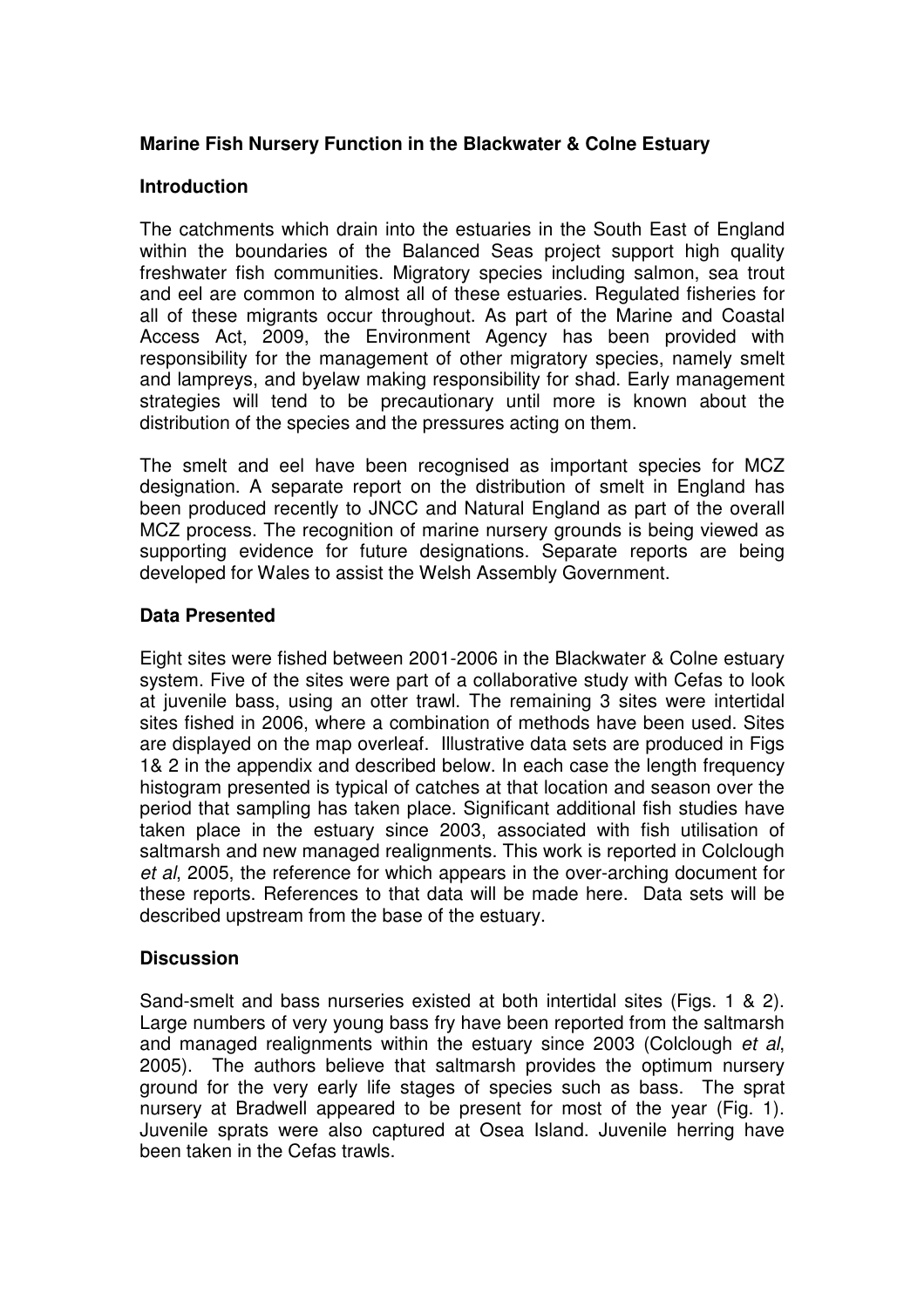**Marine Fish Nursery Function in the Blackwater & Colne Estuary**

**Introduction**

The catchments which drain into the estuaries in the South East of England within the boundaries of the Balanced Seas project support high quality freshwater fish communities. Migratory species including salmon, sea trout and eel are common to almost all of these estuaries. Regulated fisheries for all of these migrants occur throughout. As part of the Marine and Coastal Access Act, 2009, the Environment Agency has been provided with responsibility for the management of other migratory species, namely smelt and lampreys, and byelaw making responsibility for shad. Early management strategies will tend to be precautionary until more is known about the distribution of the species and the pressures acting on them.

The smelt and eel have been recognised as important species for MCZ designation. A separate report on the distribution of smelt in England has been produced recently to JNCC and Natural England as part of the overall MCZ process. The recognition of marine nursery grounds is being viewed as supporting evidence for future designations. Separate reports are being developed for Wales to assist the Welsh Assembly Government.

**Data Presented**

Eight sites were fished between 2001-2006 in the Blackwater & Colne estuary system. Five of the sites were part of a collaborative study with Cefas to look at juvenile bass, using an otter trawl. The remaining 3 sites were intertidal sites fished in 2006, where a combination of methods have been used. Sites are displayed on the map overleaf. Illustrative data sets are produced in Figs 1& 2 in the appendix and described below. In each case the length frequency histogram presented is typical of catches at that location and season over the period that sampling has taken place. Significant additional fish studies have taken place in the estuary since 2003, associated with fish utilisation of saltmarsh and new managed realignments. This work is reported in Colclough *et al*, 2005, the reference for which appears in the over-arching document for these reports. References to that data will be made here. Data sets will be described upstream from the base of the estuary.

**Discussion**

Sand-smelt and bass nurseries existed at both intertidal sites (Figs. 1 & 2). Large numbers of very young bass fry have been reported from the saltmarsh and managed realignments within the estuary since 2003 (Colclough *et al*, 2005). The authors believe that saltmarsh provides the optimum nursery ground for the very early life stages of species such as bass. The sprat nursery at Bradwell appeared to be present for most of the year (Fig. 1). Juvenile sprats were also captured at Osea Island. Juvenile herring have been taken in the Cefas trawls.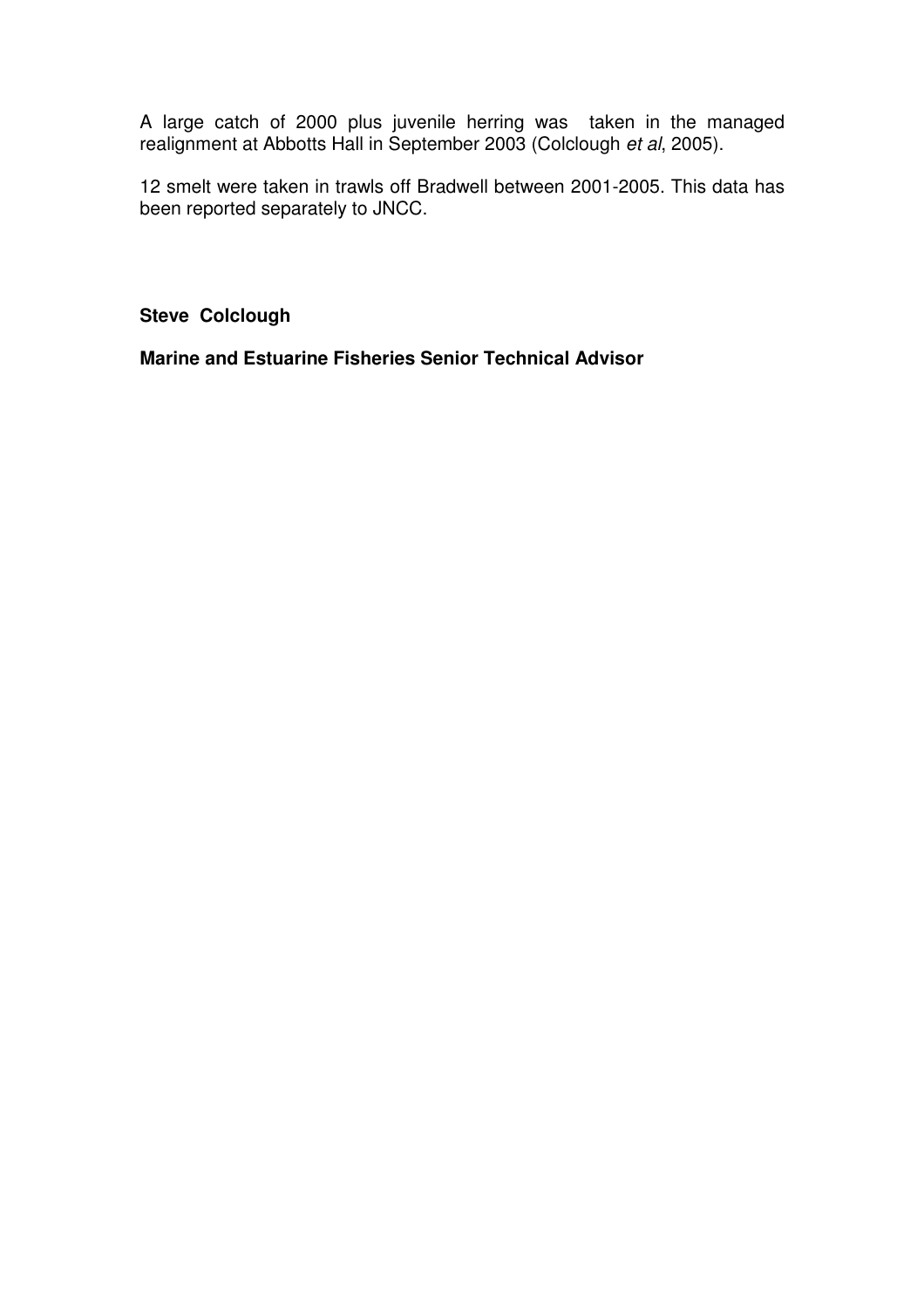A large catch of 2000 plus juvenile herring was taken in the managed realignment at Abbotts Hall in September 2003 (Colclough *et al*, 2005).

12 smelt were taken in trawls off Bradwell between 2001-2005. This data has been reported separately to JNCC.

**Steve Colclough**

**Marine and Estuarine Fisheries Senior Technical Advisor**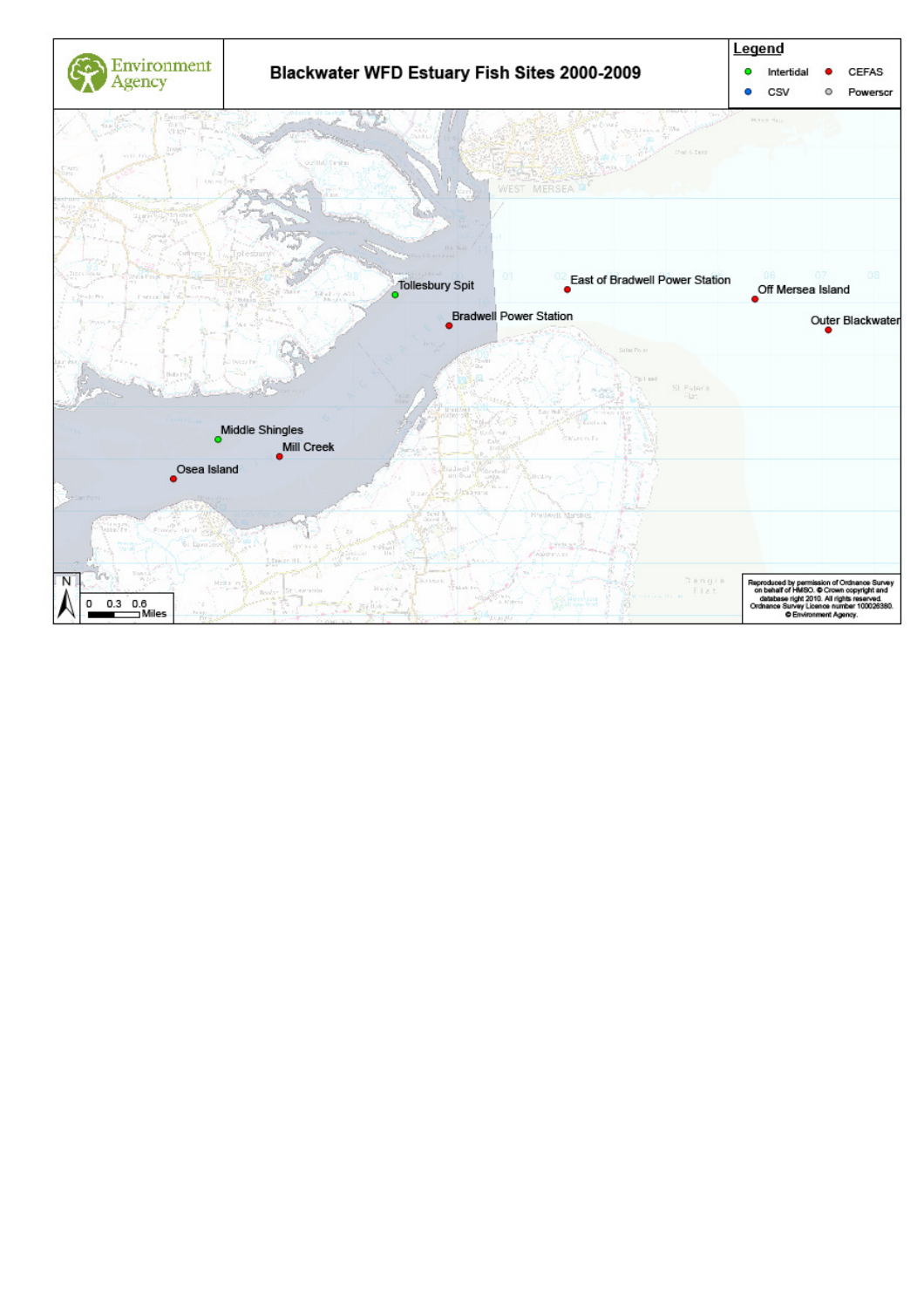# Blackwater WFD Estuary Fish Sites 2000-2009

**Legend**

- Intertidal
- CEFAS
- CSV
- Powerscr

Tollesbury Spit

East of Bradwell Power Station

Off Mersea Island

Bradwell Power Station

Outer Blackwater

Middle Shingles

Mill Creek

Osea Island

0 0.3 0.6 Miles

Reproduced by permission of Ordnance Survey on behalf of HMSO. © Crown copyright and database right 2010. All rights reserved. Ordnance Survey Licence number 100026380. © Environment Agency.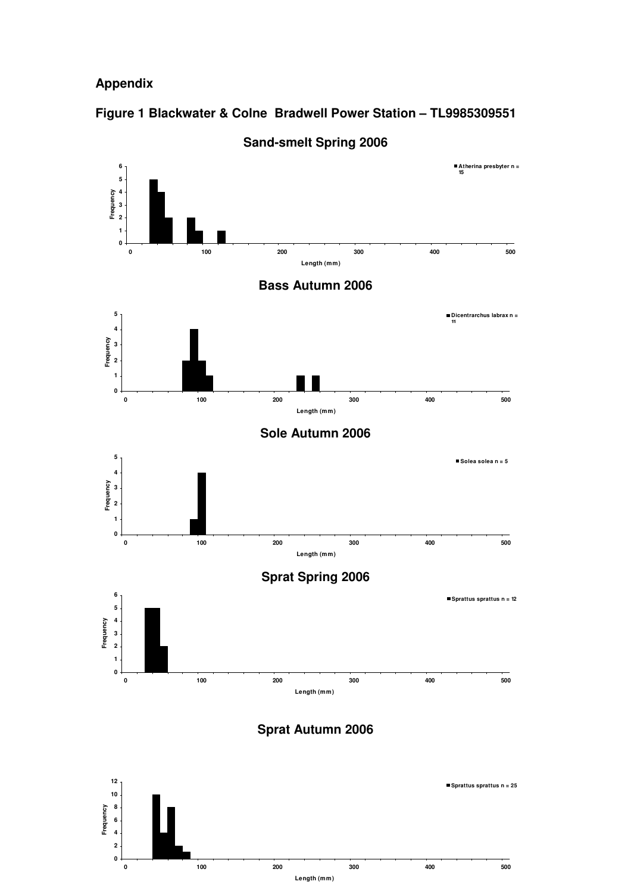## Appendix

### Figure 1 Blackwater & Colne Bradwell Power Station – TL9985309551

**Sand-smelt Spring 2006**

Frequency

Length (mm)

Atherina presbyter n = 15

**Bass Autumn 2006**

Frequency

Length (mm)

Dicentrarchus labrax n = 11

**Sole Autumn 2006**

Frequency

Length (mm)

Solea solea n = 5

**Sprat Spring 2006**

Frequency

Length (mm)

Sprattus sprattus n = 12

**Sprat Autumn 2006**

Frequency

Length (mm)

Sprattus sprattus n = 25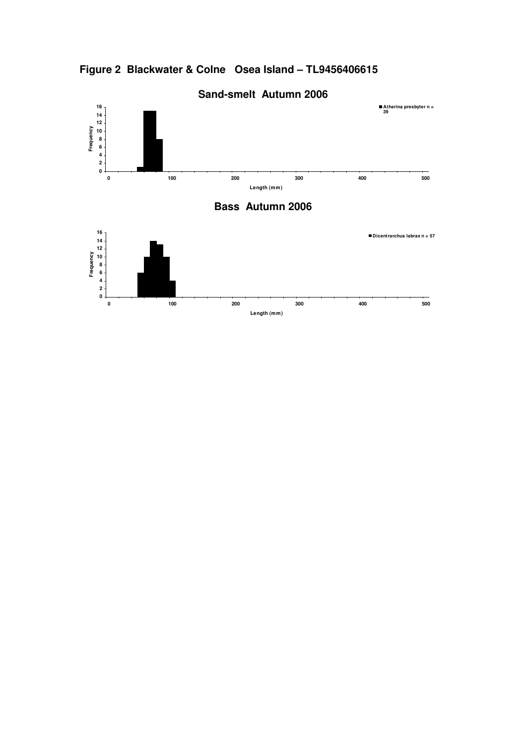**Figure 2 Blackwater & Colne Osea Island – TL9456406615**

**Sand-smelt Autumn 2006**

Frequency

16
14
12
10
8
6
4
2
0

0
100
200
300
400
500

Length (mm)

Atherina presbyter n = 39

**Bass Autumn 2006**

Frequency

16
14
12
10
8
6
4
2
0

0
100
200
300
400
500

Length (mm)

Dicentrarchus labrax n = 57